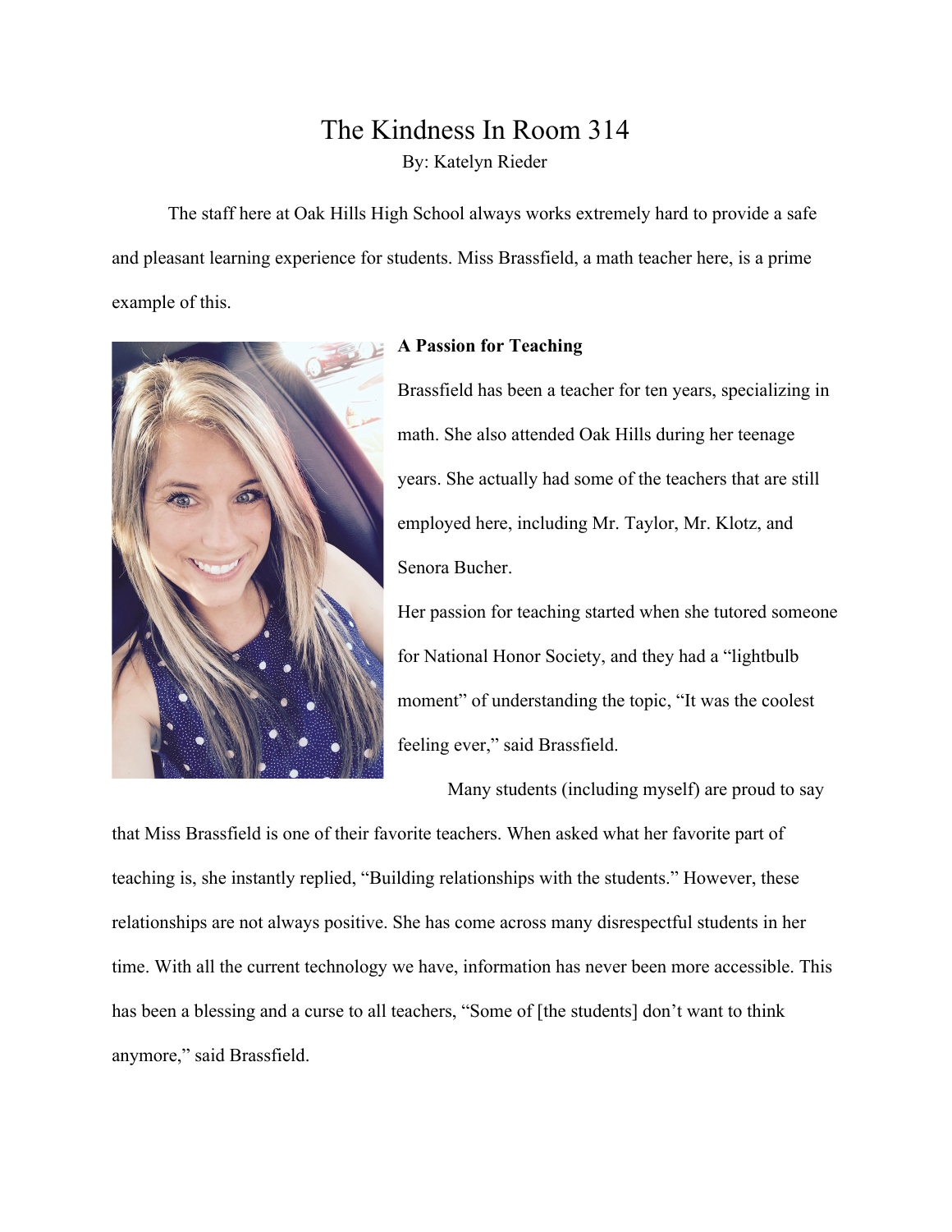# The Kindness In Room 314

By: Katelyn Rieder

The staff here at Oak Hills High School always works extremely hard to provide a safe and pleasant learning experience for students. Miss Brassfield, a math teacher here, is a prime example of this.

**A Passion for Teaching**

Brassfield has been a teacher for ten years, specializing in math. She also attended Oak Hills during her teenage years. She actually had some of the teachers that are still employed here, including Mr. Taylor, Mr. Klotz, and Senora Bucher.

Her passion for teaching started when she tutored someone for National Honor Society, and they had a "lightbulb moment" of understanding the topic, "It was the coolest feeling ever," said Brassfield.

Many students (including myself) are proud to say that Miss Brassfield is one of their favorite teachers. When asked what her favorite part of teaching is, she instantly replied, "Building relationships with the students." However, these relationships are not always positive. She has come across many disrespectful students in her time. With all the current technology we have, information has never been more accessible. This has been a blessing and a curse to all teachers, "Some of [the students] don't want to think anymore," said Brassfield.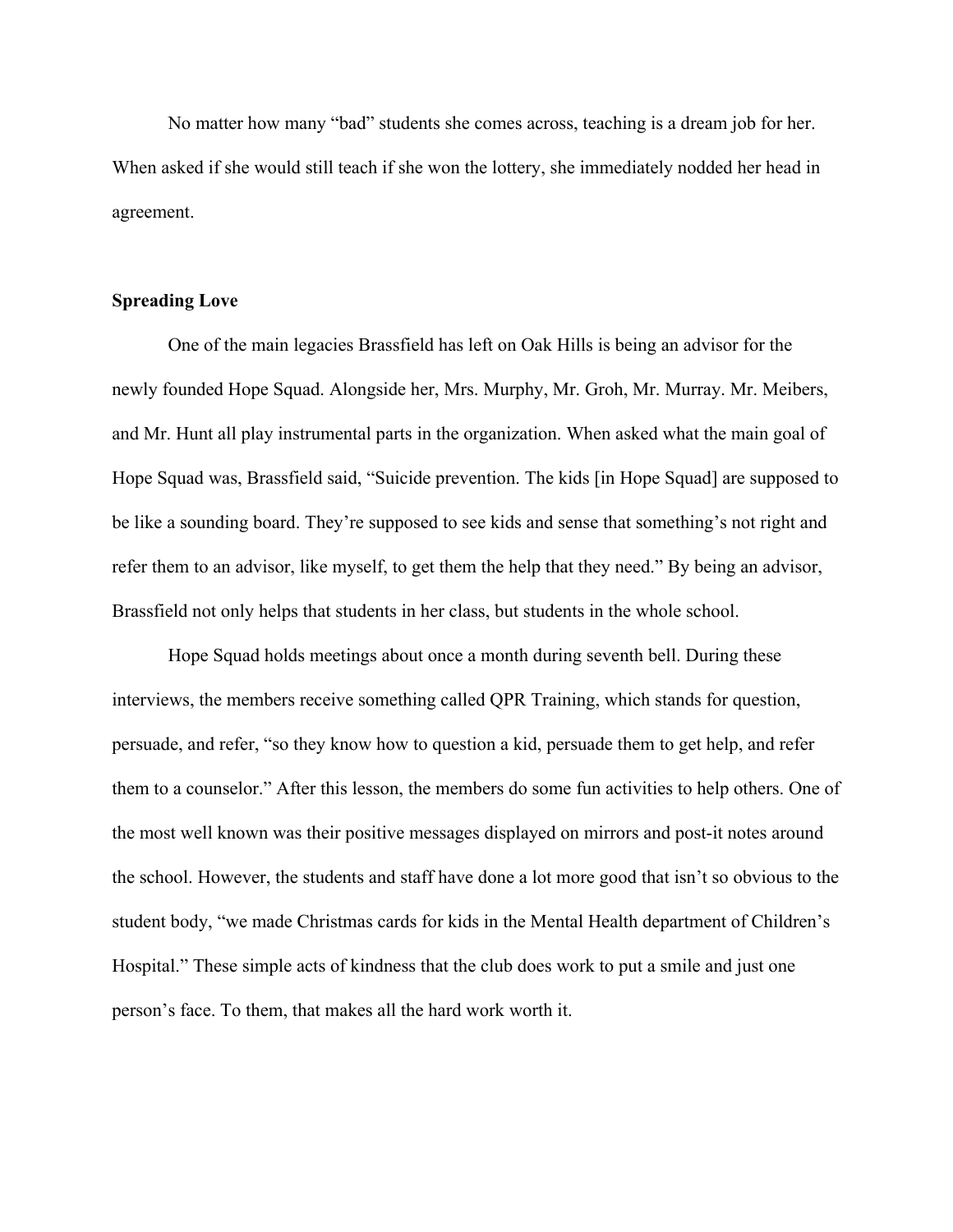No matter how many “bad” students she comes across, teaching is a dream job for her. When asked if she would still teach if she won the lottery, she immediately nodded her head in agreement.

**Spreading Love**

One of the main legacies Brassfield has left on Oak Hills is being an advisor for the newly founded Hope Squad. Alongside her, Mrs. Murphy, Mr. Groh, Mr. Murray. Mr. Meibers, and Mr. Hunt all play instrumental parts in the organization. When asked what the main goal of Hope Squad was, Brassfield said, “Suicide prevention. The kids [in Hope Squad] are supposed to be like a sounding board. They’re supposed to see kids and sense that something’s not right and refer them to an advisor, like myself, to get them the help that they need.” By being an advisor, Brassfield not only helps that students in her class, but students in the whole school.

Hope Squad holds meetings about once a month during seventh bell. During these interviews, the members receive something called QPR Training, which stands for question, persuade, and refer, “so they know how to question a kid, persuade them to get help, and refer them to a counselor.” After this lesson, the members do some fun activities to help others. One of the most well known was their positive messages displayed on mirrors and post-it notes around the school. However, the students and staff have done a lot more good that isn’t so obvious to the student body, “we made Christmas cards for kids in the Mental Health department of Children’s Hospital.” These simple acts of kindness that the club does work to put a smile and just one person’s face. To them, that makes all the hard work worth it.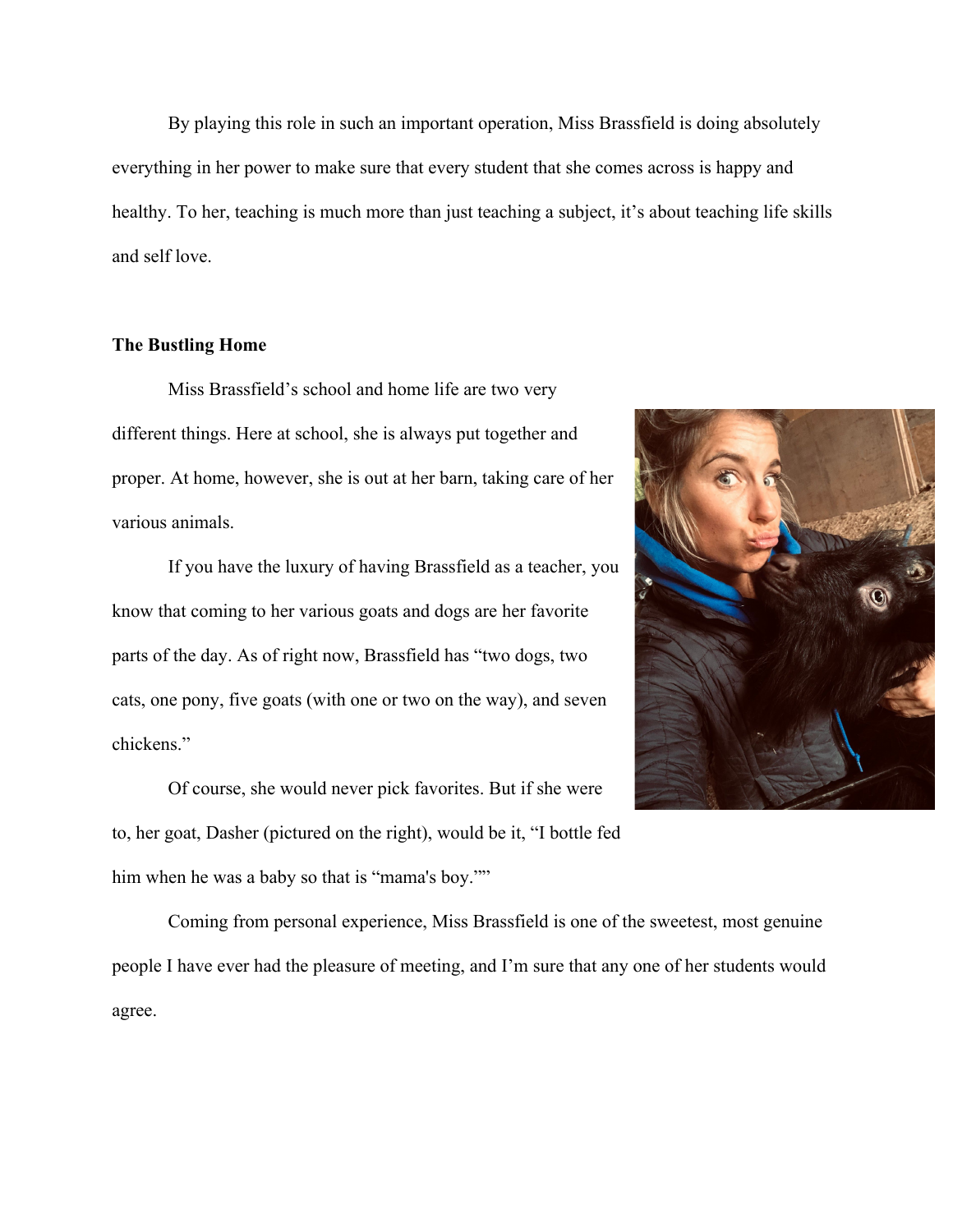By playing this role in such an important operation, Miss Brassfield is doing absolutely everything in her power to make sure that every student that she comes across is happy and healthy. To her, teaching is much more than just teaching a subject, it's about teaching life skills and self love.

**The Bustling Home**

Miss Brassfield's school and home life are two very different things. Here at school, she is always put together and proper. At home, however, she is out at her barn, taking care of her various animals.

If you have the luxury of having Brassfield as a teacher, you know that coming to her various goats and dogs are her favorite parts of the day. As of right now, Brassfield has "two dogs, two cats, one pony, five goats (with one or two on the way), and seven chickens."

Of course, she would never pick favorites. But if she were to, her goat, Dasher (pictured on the right), would be it, "I bottle fed him when he was a baby so that is "mama's boy.""

Coming from personal experience, Miss Brassfield is one of the sweetest, most genuine people I have ever had the pleasure of meeting, and I'm sure that any one of her students would agree.